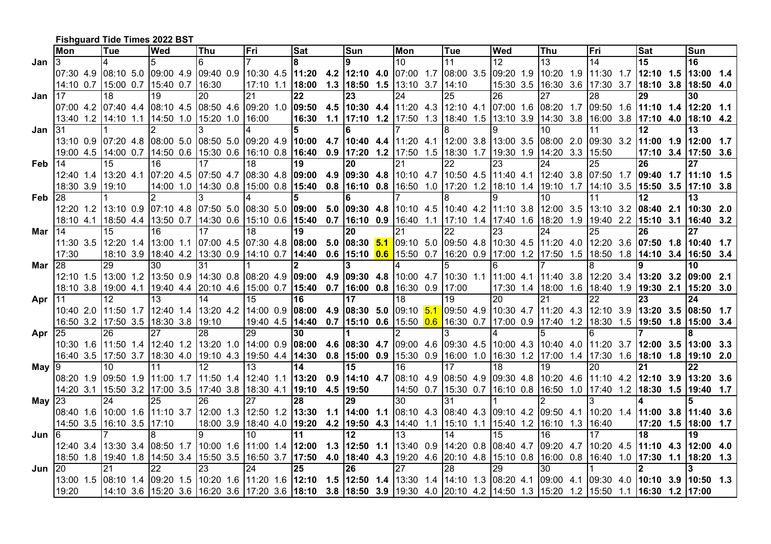## Fishguard Tide Times 2022 BST

| | Mon | Tue | Wed | Thu | Fri | Sat | Sun | Mon | Tue | Wed | Thu | Fri | Sat | Sun |
|---|---|---|---|---|---|---|---|---|---|---|---|---|---|---|
| Jan | 3 | 4 | 5 | 6 | 7 | 8 | 9 | 10 | 11 | 12 | 13 | 14 | 15 | 16 |
| | 07:30 4.9 | 08:10 5.0 | 09:00 4.9 | 09:40 0.9 | 10:30 4.5 | 11:20 4.2 | 12:10 4.0 | 07:00 1.7 | 08:00 3.5 | 09:20 1.9 | 10:20 1.9 | 11:30 1.7 | 12:10 1.5 | 13:00 1.4 |
| | 14:10 0.7 | 15:00 0.7 | 15:40 0.7 | 16:30 | 17:10 1.1 | 18:00 1.3 | 18:50 1.5 | 13:10 3.7 | 14:10 | 15:30 3.5 | 16:30 3.6 | 17:30 3.7 | 18:10 3.8 | 18:50 4.0 |
| Jan | 17 | 18 | 19 | 20 | 21 | 22 | 23 | 24 | 25 | 26 | 27 | 28 | 29 | 30 |
| | 07:00 4.2 | 07:40 4.4 | 08:10 4.5 | 08:50 4.6 | 09:20 1.0 | 09:50 4.5 | 10:30 4.4 | 11:20 4.3 | 12:10 4.1 | 07:00 1.6 | 08:20 1.7 | 09:50 1.6 | 11:10 1.4 | 12:20 1.1 |
| | 13:40 1.2 | 14:10 1.1 | 14:50 1.0 | 15:20 1.0 | 16:00 | 16:30 1.1 | 17:10 1.2 | 17:50 1.3 | 18:40 1.5 | 13:10 3.9 | 14:30 3.8 | 16:00 3.8 | 17:10 4.0 | 18:10 4.2 |
| Jan | 31 | 1 | 2 | 3 | 4 | 5 | 6 | 7 | 8 | 9 | 10 | 11 | 12 | 13 |
| | 13:10 0.9 | 07:20 4.8 | 08:00 5.0 | 08:50 5.0 | 09:20 4.9 | 10:00 4.7 | 10:40 4.4 | 11:20 4.1 | 12:00 3.8 | 13:00 3.5 | 08:00 2.0 | 09:30 3.2 | 11:00 1.9 | 12:00 1.7 |
| | 19:00 4.5 | 14:00 0.7 | 14:50 0.6 | 15:30 0.6 | 16:10 0.8 | 16:40 0.9 | 17:20 1.2 | 17:50 1.5 | 18:30 1.7 | 19:30 1.9 | 14:20 3.3 | 15:50 | 17:10 3.4 | 17:50 3.6 |
| Feb | 14 | 15 | 16 | 17 | 18 | 19 | 20 | 21 | 22 | 23 | 24 | 25 | 26 | 27 |
| | 12:40 1.4 | 13:20 4.1 | 07:20 4.5 | 07:50 4.7 | 08:30 4.8 | 09:00 4.9 | 09:30 4.8 | 10:10 4.7 | 10:50 4.5 | 11:40 4.1 | 12:40 3.8 | 07:50 1.7 | 09:40 1.7 | 11:10 1.5 |
| | 18:30 3.9 | 19:10 | 14:00 1.0 | 14:30 0.8 | 15:00 0.8 | 15:40 0.8 | 16:10 0.8 | 16:50 1.0 | 17:20 1.2 | 18:10 1.4 | 19:10 1.7 | 14:10 3.5 | 15:50 3.5 | 17:10 3.8 |
| Feb | 28 | 1 | 2 | 3 | 4 | 5 | 6 | 7 | 8 | 9 | 10 | 11 | 12 | 13 |
| | 12:20 1.2 | 13:10 0.9 | 07:10 4.8 | 07:50 5.0 | 08:30 5.0 | 09:00 5.0 | 09:30 4.8 | 10:10 4.5 | 10:40 4.2 | 11:10 3.8 | 12:00 3.5 | 13:10 3.2 | 08:40 2.1 | 10:30 2.0 |
| | 18:10 4.1 | 18:50 4.4 | 13:50 0.7 | 14:30 0.6 | 15:10 0.6 | 15:40 0.7 | 16:10 0.9 | 16:40 1.1 | 17:10 1.4 | 17:40 1.6 | 18:20 1.9 | 19:40 2.2 | 15:10 3.1 | 16:40 3.2 |
| Mar | 14 | 15 | 16 | 17 | 18 | 19 | 20 | 21 | 22 | 23 | 24 | 25 | 26 | 27 |
| | 11:30 3.5 | 12:20 1.4 | 13:00 1.1 | 07:00 4.5 | 07:30 4.8 | 08:00 5.0 | 08:30 5.1 | 09:10 5.0 | 09:50 4.8 | 10:30 4.5 | 11:20 4.0 | 12:20 3.6 | 07:50 1.8 | 10:40 1.7 |
| | 17:30 | 18:10 3.9 | 18:40 4.2 | 13:30 0.9 | 14:10 0.7 | 14:40 0.6 | 15:10 0.6 | 15:50 0.7 | 16:20 0.9 | 17:00 1.2 | 17:50 1.5 | 18:50 1.8 | 14:10 3.4 | 16:50 3.4 |
| Mar | 28 | 29 | 30 | 31 | 1 | 2 | 3 | 4 | 5 | 6 | 7 | 8 | 9 | 10 |
| | 12:10 1.5 | 13:00 1.2 | 13:50 0.9 | 14:30 0.8 | 08:20 4.9 | 09:00 4.9 | 09:30 4.8 | 10:00 4.7 | 10:30 1.1 | 11:00 4.1 | 11:40 3.8 | 12:20 3.4 | 13:20 3.2 | 09:00 2.1 |
| | 18:10 3.8 | 19:00 4.1 | 19:40 4.4 | 20:10 4.6 | 15:00 0.7 | 15:40 0.7 | 16:00 0.8 | 16:30 0.9 | 17:00 | 17:30 1.4 | 18:00 1.6 | 18:40 1.9 | 19:30 2.1 | 15:20 3.0 |
| Apr | 11 | 12 | 13 | 14 | 15 | 16 | 17 | 18 | 19 | 20 | 21 | 22 | 23 | 24 |
| | 10:40 2.0 | 11:50 1.7 | 12:40 1.4 | 13:20 4.2 | 14:00 0.9 | 08:00 4.9 | 08:30 5.0 | 09:10 5.1 | 09:50 4.9 | 10:30 4.7 | 11:20 4.3 | 12:10 3.9 | 13:20 3.5 | 08:50 1.7 |
| | 16:50 3.2 | 17:50 3.5 | 18:30 3.8 | 19:10 | 19:40 4.5 | 14:40 0.7 | 15:10 0.6 | 15:50 0.6 | 16:30 0.7 | 17:00 0.9 | 17:40 1.2 | 18:30 1.5 | 19:50 1.8 | 15:00 3.4 |
| Apr | 25 | 26 | 27 | 28 | 29 | 30 | 1 | 2 | 3 | 4 | 5 | 6 | 7 | 8 |
| | 10:30 1.6 | 11:50 1.4 | 12:40 1.2 | 13:20 1.0 | 14:00 0.9 | 08:00 4.6 | 08:30 4.7 | 09:00 4.6 | 09:30 4.5 | 10:00 4.3 | 10:40 4.0 | 11:20 3.7 | 12:00 3.5 | 13:00 3.3 |
| | 16:40 3.5 | 17:50 3.7 | 18:30 4.0 | 19:10 4.3 | 19:50 4.4 | 14:30 0.8 | 15:00 0.9 | 15:30 0.9 | 16:00 1.0 | 16:30 1.2 | 17:00 1.4 | 17:30 1.6 | 18:10 1.8 | 19:10 2.0 |
| May | 9 | 10 | 11 | 12 | 13 | 14 | 15 | 16 | 17 | 18 | 19 | 20 | 21 | 22 |
| | 08:20 1.9 | 09:50 1.9 | 11:00 1.7 | 11:50 1.4 | 12:40 1.1 | 13:20 0.9 | 14:10 4.7 | 08:10 4.9 | 08:50 4.9 | 09:30 4.8 | 10:20 4.6 | 11:10 4.2 | 12:10 3.9 | 13:20 3.6 |
| | 14:20 3.1 | 15:50 3.2 | 17:00 3.5 | 17:40 3.8 | 18:30 4.1 | 19:10 4.5 | 19:50 | 14:50 0.7 | 15:30 0.7 | 16:10 0.8 | 16:50 1.0 | 17:40 1.2 | 18:30 1.5 | 19:40 1.7 |
| May | 23 | 24 | 25 | 26 | 27 | 28 | 29 | 30 | 31 | 1 | 2 | 3 | 4 | 5 |
| | 08:40 1.6 | 10:00 1.6 | 11:10 3.7 | 12:00 1.3 | 12:50 1.2 | 13:30 1.1 | 14:00 1.1 | 08:10 4.3 | 08:40 4.3 | 09:10 4.2 | 09:50 4.1 | 10:20 1.4 | 11:00 3.8 | 11:40 3.6 |
| | 14:50 3.5 | 16:10 3.5 | 17:10 | 18:00 3.9 | 18:40 4.0 | 19:20 4.2 | 19:50 4.3 | 14:40 1.1 | 15:10 1.1 | 15:40 1.2 | 16:10 1.3 | 16:40 | 17:20 1.5 | 18:00 1.7 |
| Jun | 6 | 7 | 8 | 9 | 10 | 11 | 12 | 13 | 14 | 15 | 16 | 17 | 18 | 19 |
| | 12:40 3.4 | 13:30 3.4 | 08:50 1.7 | 10:00 1.6 | 11:00 1.4 | 12:00 1.3 | 12:50 1.1 | 13:40 0.9 | 14:20 0.8 | 08:40 4.7 | 09:20 4.7 | 10:20 4.5 | 11:10 4.3 | 12:00 4.0 |
| | 18:50 1.8 | 19:40 1.8 | 14:50 3.4 | 15:50 3.5 | 16:50 3.7 | 17:50 4.0 | 18:40 4.3 | 19:20 4.6 | 20:10 4.8 | 15:10 0.8 | 16:00 0.8 | 16:40 1.0 | 17:30 1.1 | 18:20 1.3 |
| Jun | 20 | 21 | 22 | 23 | 24 | 25 | 26 | 27 | 28 | 29 | 30 | 1 | 2 | 3 |
| | 13:00 1.5 | 08:10 1.4 | 09:20 1.5 | 10:20 1.6 | 11:20 1.6 | 12:10 1.5 | 12:50 1.4 | 13:30 1.4 | 14:10 1.3 | 08:20 4.1 | 09:00 4.1 | 09:30 4.0 | 10:10 3.9 | 10:50 1.3 |
| | 19:20 | 14:10 3.6 | 15:20 3.6 | 16:20 3.6 | 17:20 3.6 | 18:10 3.8 | 18:50 3.9 | 19:30 4.0 | 20:10 4.2 | 14:50 1.3 | 15:20 1.2 | 15:50 1.1 | 16:30 1.2 | 17:00 |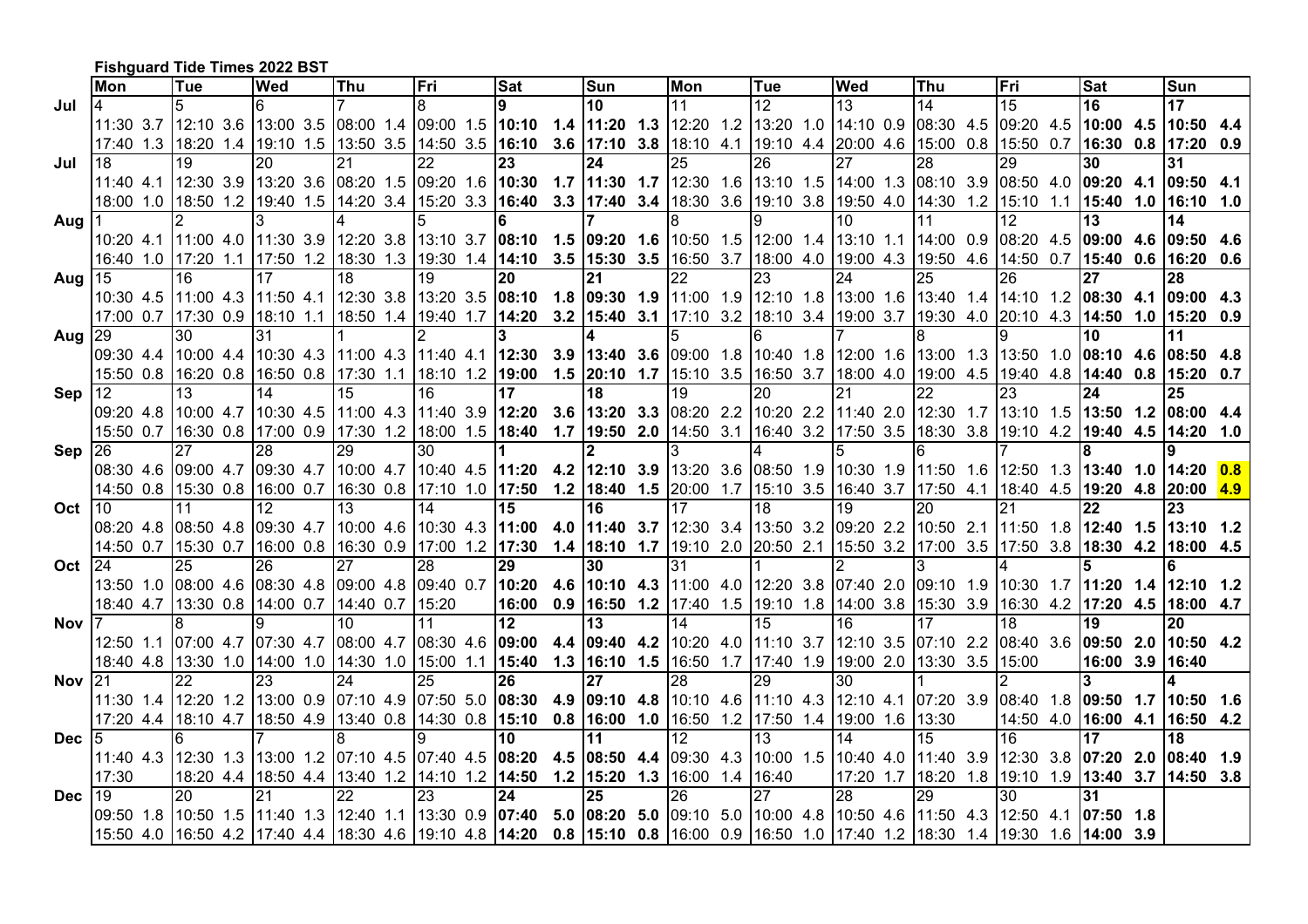**Fishguard Tide Times 2022 BST**

| | Mon | Tue | Wed | Thu | Fri | Sat | Sun | Mon | Tue | Wed | Thu | Fri | Sat | Sun |
|---|---|---|---|---|---|---|---|---|---|---|---|---|---|---|
| Jul | 4 | 5 | 6 | 7 | 8 | 9 | 10 | 11 | 12 | 13 | 14 | 15 | 16 | 17 |
| | 11:30 3.7 | 12:10 3.6 | 13:00 3.5 | 08:00 1.4 | 09:00 1.5 | 10:10 1.4 | 11:20 1.3 | 12:20 1.2 | 13:20 1.0 | 14:10 0.9 | 08:30 4.5 | 09:20 4.5 | 10:00 4.5 | 10:50 4.4 |
| | 17:40 1.3 | 18:20 1.4 | 19:10 1.5 | 13:50 3.5 | 14:50 3.5 | 16:10 3.6 | 17:10 3.8 | 18:10 4.1 | 19:10 4.4 | 20:00 4.6 | 15:00 0.8 | 15:50 0.7 | 16:30 0.8 | 17:20 0.9 |
| Jul | 18 | 19 | 20 | 21 | 22 | 23 | 24 | 25 | 26 | 27 | 28 | 29 | 30 | 31 |
| | 11:40 4.1 | 12:30 3.9 | 13:20 3.6 | 08:20 1.5 | 09:20 1.6 | 10:30 1.7 | 11:30 1.7 | 12:30 1.6 | 13:10 1.5 | 14:00 1.3 | 08:10 3.9 | 08:50 4.0 | 09:20 4.1 | 09:50 4.1 |
| | 18:00 1.0 | 18:50 1.2 | 19:40 1.5 | 14:20 3.4 | 15:20 3.3 | 16:40 3.3 | 17:40 3.4 | 18:30 3.6 | 19:10 3.8 | 19:50 4.0 | 14:30 1.2 | 15:10 1.1 | 15:40 1.0 | 16:10 1.0 |
| Aug | 1 | 2 | 3 | 4 | 5 | 6 | 7 | 8 | 9 | 10 | 11 | 12 | 13 | 14 |
| | 10:20 4.1 | 11:00 4.0 | 11:30 3.9 | 12:20 3.8 | 13:10 3.7 | 08:10 1.5 | 09:20 1.6 | 10:50 1.5 | 12:00 1.4 | 13:10 1.1 | 14:00 0.9 | 08:20 4.5 | 09:00 4.6 | 09:50 4.6 |
| | 16:40 1.0 | 17:20 1.1 | 17:50 1.2 | 18:30 1.3 | 19:30 1.4 | 14:10 3.5 | 15:30 3.5 | 16:50 3.7 | 18:00 4.0 | 19:00 4.3 | 19:50 4.6 | 14:50 0.7 | 15:40 0.6 | 16:20 0.6 |
| Aug | 15 | 16 | 17 | 18 | 19 | 20 | 21 | 22 | 23 | 24 | 25 | 26 | 27 | 28 |
| | 10:30 4.5 | 11:00 4.3 | 11:50 4.1 | 12:30 3.8 | 13:20 3.5 | 08:10 1.8 | 09:30 1.9 | 11:00 1.9 | 12:10 1.8 | 13:00 1.6 | 13:40 1.4 | 14:10 1.2 | 08:30 4.1 | 09:00 4.3 |
| | 17:00 0.7 | 17:30 0.9 | 18:10 1.1 | 18:50 1.4 | 19:40 1.7 | 14:20 3.2 | 15:40 3.1 | 17:10 3.2 | 18:10 3.4 | 19:00 3.7 | 19:30 4.0 | 20:10 4.3 | 14:50 1.0 | 15:20 0.9 |
| Aug | 29 | 30 | 31 | 1 | 2 | 3 | 4 | 5 | 6 | 7 | 8 | 9 | 10 | 11 |
| | 09:30 4.4 | 10:00 4.4 | 10:30 4.3 | 11:00 4.3 | 11:40 4.1 | 12:30 3.9 | 13:40 3.6 | 09:00 1.8 | 10:40 1.8 | 12:00 1.6 | 13:00 1.3 | 13:50 1.0 | 08:10 4.6 | 08:50 4.8 |
| | 15:50 0.8 | 16:20 0.8 | 16:50 0.8 | 17:30 1.1 | 18:10 1.2 | 19:00 1.5 | 20:10 1.7 | 15:10 3.5 | 16:50 3.7 | 18:00 4.0 | 19:00 4.5 | 19:40 4.8 | 14:40 0.8 | 15:20 0.7 |
| Sep | 12 | 13 | 14 | 15 | 16 | 17 | 18 | 19 | 20 | 21 | 22 | 23 | 24 | 25 |
| | 09:20 4.8 | 10:00 4.7 | 10:30 4.5 | 11:00 4.3 | 11:40 3.9 | 12:20 3.6 | 13:20 3.3 | 08:20 2.2 | 10:20 2.2 | 11:40 2.0 | 12:30 1.7 | 13:10 1.5 | 13:50 1.2 | 08:00 4.4 |
| | 15:50 0.7 | 16:30 0.8 | 17:00 0.9 | 17:30 1.2 | 18:00 1.5 | 18:40 1.7 | 19:50 2.0 | 14:50 3.1 | 16:40 3.2 | 17:50 3.5 | 18:30 3.8 | 19:10 4.2 | 19:40 4.5 | 14:20 1.0 |
| Sep | 26 | 27 | 28 | 29 | 30 | 1 | 2 | 3 | 4 | 5 | 6 | 7 | 8 | 9 |
| | 08:30 4.6 | 09:00 4.7 | 09:30 4.7 | 10:00 4.7 | 10:40 4.5 | 11:20 4.2 | 12:10 3.9 | 13:20 3.6 | 08:50 1.9 | 10:30 1.9 | 11:50 1.6 | 12:50 1.3 | 13:40 1.0 | 14:20 0.8 |
| | 14:50 0.8 | 15:30 0.8 | 16:00 0.7 | 16:30 0.8 | 17:10 1.0 | 17:50 1.2 | 18:40 1.5 | 20:00 1.7 | 15:10 3.5 | 16:40 3.7 | 17:50 4.1 | 18:40 4.5 | 19:20 4.8 | 20:00 4.9 |
| Oct | 10 | 11 | 12 | 13 | 14 | 15 | 16 | 17 | 18 | 19 | 20 | 21 | 22 | 23 |
| | 08:20 4.8 | 08:50 4.8 | 09:30 4.7 | 10:00 4.6 | 10:30 4.3 | 11:00 4.0 | 11:40 3.7 | 12:30 3.4 | 13:50 3.2 | 09:20 2.2 | 10:50 2.1 | 11:50 1.8 | 12:40 1.5 | 13:10 1.2 |
| | 14:50 0.7 | 15:30 0.7 | 16:00 0.8 | 16:30 0.9 | 17:00 1.2 | 17:30 1.4 | 18:10 1.7 | 19:10 2.0 | 20:50 2.1 | 15:50 3.2 | 17:00 3.5 | 17:50 3.8 | 18:30 4.2 | 18:00 4.5 |
| Oct | 24 | 25 | 26 | 27 | 28 | 29 | 30 | 31 | 1 | 2 | 3 | 4 | 5 | 6 |
| | 13:50 1.0 | 08:00 4.6 | 08:30 4.8 | 09:00 4.8 | 09:40 0.7 | 10:20 4.6 | 10:10 4.3 | 11:00 4.0 | 12:20 3.8 | 07:40 2.0 | 09:10 1.9 | 10:30 1.7 | 11:20 1.4 | 12:10 1.2 |
| | 18:40 4.7 | 13:30 0.8 | 14:00 0.7 | 14:40 0.7 | 15:20 | 16:00 0.9 | 16:50 1.2 | 17:40 1.5 | 19:10 1.8 | 14:00 3.8 | 15:30 3.9 | 16:30 4.2 | 17:20 4.5 | 18:00 4.7 |
| Nov | 7 | 8 | 9 | 10 | 11 | 12 | 13 | 14 | 15 | 16 | 17 | 18 | 19 | 20 |
| | 12:50 1.1 | 07:00 4.7 | 07:30 4.7 | 08:00 4.7 | 08:30 4.6 | 09:00 4.4 | 09:40 4.2 | 10:20 4.0 | 11:10 3.7 | 12:10 3.5 | 07:10 2.2 | 08:40 3.6 | 09:50 2.0 | 10:50 4.2 |
| | 18:40 4.8 | 13:30 1.0 | 14:00 1.0 | 14:30 1.0 | 15:00 1.1 | 15:40 1.3 | 16:10 1.5 | 16:50 1.7 | 17:40 1.9 | 19:00 2.0 | 13:30 3.5 | 15:00 | 16:00 3.9 | 16:40 |
| Nov | 21 | 22 | 23 | 24 | 25 | 26 | 27 | 28 | 29 | 30 | 1 | 2 | 3 | 4 |
| | 11:30 1.4 | 12:20 1.2 | 13:00 0.9 | 07:10 4.9 | 07:50 5.0 | 08:30 4.9 | 09:10 4.8 | 10:10 4.6 | 11:10 4.3 | 12:10 4.1 | 07:20 3.9 | 08:40 1.8 | 09:50 1.7 | 10:50 1.6 |
| | 17:20 4.4 | 18:10 4.7 | 18:50 4.9 | 13:40 0.8 | 14:30 0.8 | 15:10 0.8 | 16:00 1.0 | 16:50 1.2 | 17:50 1.4 | 19:00 1.6 | 13:30 | 14:50 4.0 | 16:00 4.1 | 16:50 4.2 |
| Dec | 5 | 6 | 7 | 8 | 9 | 10 | 11 | 12 | 13 | 14 | 15 | 16 | 17 | 18 |
| | 11:40 4.3 | 12:30 1.3 | 13:00 1.2 | 07:10 4.5 | 07:40 4.5 | 08:20 4.5 | 08:50 4.4 | 09:30 4.3 | 10:00 1.5 | 10:40 4.0 | 11:40 3.9 | 12:30 3.8 | 07:20 2.0 | 08:40 1.9 |
| | 17:30 | 18:20 4.4 | 18:50 4.4 | 13:40 1.2 | 14:10 1.2 | 14:50 1.2 | 15:20 1.3 | 16:00 1.4 | 16:40 | 17:20 1.7 | 18:20 1.8 | 19:10 1.9 | 13:40 3.7 | 14:50 3.8 |
| Dec | 19 | 20 | 21 | 22 | 23 | 24 | 25 | 26 | 27 | 28 | 29 | 30 | 31 | |
| | 09:50 1.8 | 10:50 1.5 | 11:40 1.3 | 12:40 1.1 | 13:30 0.9 | 07:40 5.0 | 08:20 5.0 | 09:10 5.0 | 10:00 4.8 | 10:50 4.6 | 11:50 4.3 | 12:50 4.1 | 07:50 1.8 | |
| | 15:50 4.0 | 16:50 4.2 | 17:40 4.4 | 18:30 4.6 | 19:10 4.8 | 14:20 0.8 | 15:10 0.8 | 16:00 0.9 | 16:50 1.0 | 17:40 1.2 | 18:30 1.4 | 19:30 1.6 | 14:00 3.9 | |